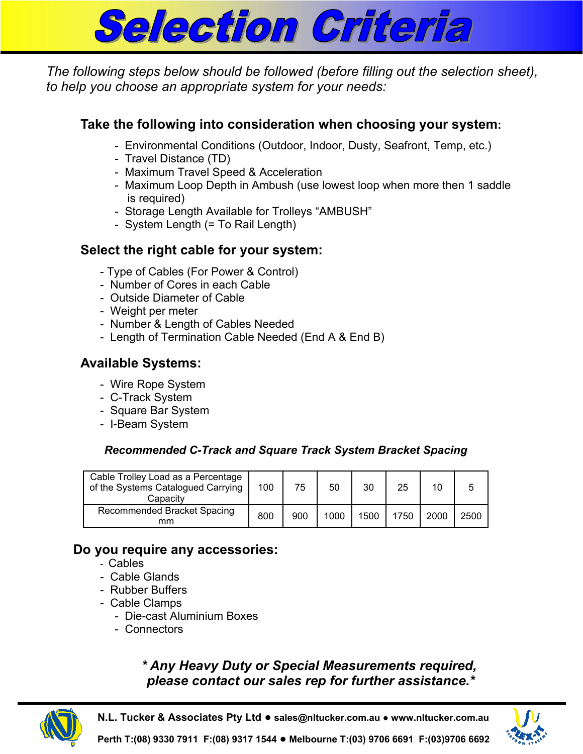# Selection Criteria

*The following steps below should be followed (before filling out the selection sheet), to help you choose an appropriate system for your needs:*

## Take the following into consideration when choosing your system:

- Environmental Conditions (Outdoor, Indoor, Dusty, Seafront, Temp, etc.)
- Travel Distance (TD)
- Maximum Travel Speed & Acceleration
- Maximum Loop Depth in Ambush (use lowest loop when more then 1 saddle is required)
- Storage Length Available for Trolleys "AMBUSH"
- System Length (= To Rail Length)

## Select the right cable for your system:

- Type of Cables (For Power & Control)
- Number of Cores in each Cable
- Outside Diameter of Cable
- Weight per meter
- Number & Length of Cables Needed
- Length of Termination Cable Needed (End A & End B)

## Available Systems:

- Wire Rope System
- C-Track System
- Square Bar System
- I-Beam System

***Recommended C-Track and Square Track System Bracket Spacing***

| Cable Trolley Load as a Percentage of the Systems Catalogued Carrying Capacity | 100 | 75 | 50 | 30 | 25 | 10 | 5 |
|---|---|---|---|---|---|---|---|
| Recommended Bracket Spacing mm | 800 | 900 | 1000 | 1500 | 1750 | 2000 | 2500 |

## Do you require any accessories:

- Cables
- Cable Glands
- Rubber Buffers
- Cable Clamps
  - Die-cast Aluminium Boxes
  - Connectors

***\* Any Heavy Duty or Special Measurements required, please contact our sales rep for further assistance.\****

**N.L. Tucker & Associates Pty Ltd ● sales@nltucker.com.au ● www.nltucker.com.au**

**Perth T:(08) 9330 7911 F:(08) 9317 1544 ● Melbourne T:(03) 9706 6691 F:(03)9706 6692**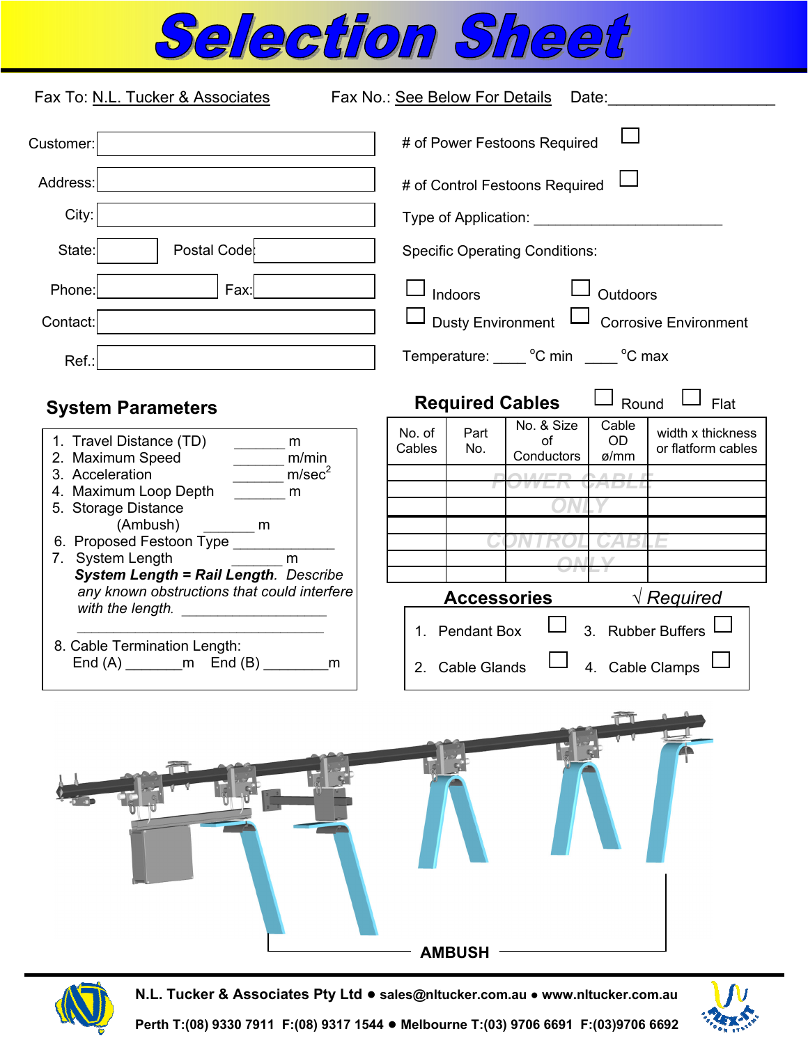# Selection Sheet

Fax To: N.L. Tucker & Associates Fax No.: See Below For Details Date:___________________

Customer:

Address:

City:

State: Postal Code:

Phone: Fax:

Contact:

Ref.:

# of Power Festoons Required ☐

# of Control Festoons Required ☐

Type of Application: _______________________

Specific Operating Conditions:

☐ Indoors ☐ Outdoors

☐ Dusty Environment ☐ Corrosive Environment

Temperature: ____ °C min ____ °C max

## System Parameters

1. Travel Distance (TD) _______ m
2. Maximum Speed _______ m/min
3. Acceleration _______ m/sec²
4. Maximum Loop Depth _______ m
5. Storage Distance (Ambush) _______ m
6. Proposed Festoon Type _____________
7. System Length _______ m

   ***System Length = Rail Length**. Describe any known obstructions that could interfere with the length.* __________________

   ______________________________

8. Cable Termination Length:

   End (A) _______m End (B) ________m

## Required Cables ☐ Round ☐ Flat

| No. of Cables | Part No. | No. & Size of Conductors | Cable OD ø/mm | width x thickness or flatform cables |
|---|---|---|---|---|
| | | POWER CABLE ONLY | | |
| | | | | |
| | | | | |
| | | CONTROL CABLE ONLY | | |
| | | | | |
| | | | | |

## Accessories √ Required

1. Pendant Box ☐
2. Cable Glands ☐
3. Rubber Buffers ☐
4. Cable Clamps ☐

AMBUSH

**N.L. Tucker & Associates Pty Ltd ● sales@nltucker.com.au ● www.nltucker.com.au**

**Perth T:(08) 9330 7911 F:(08) 9317 1544 ● Melbourne T:(03) 9706 6691 F:(03)9706 6692**